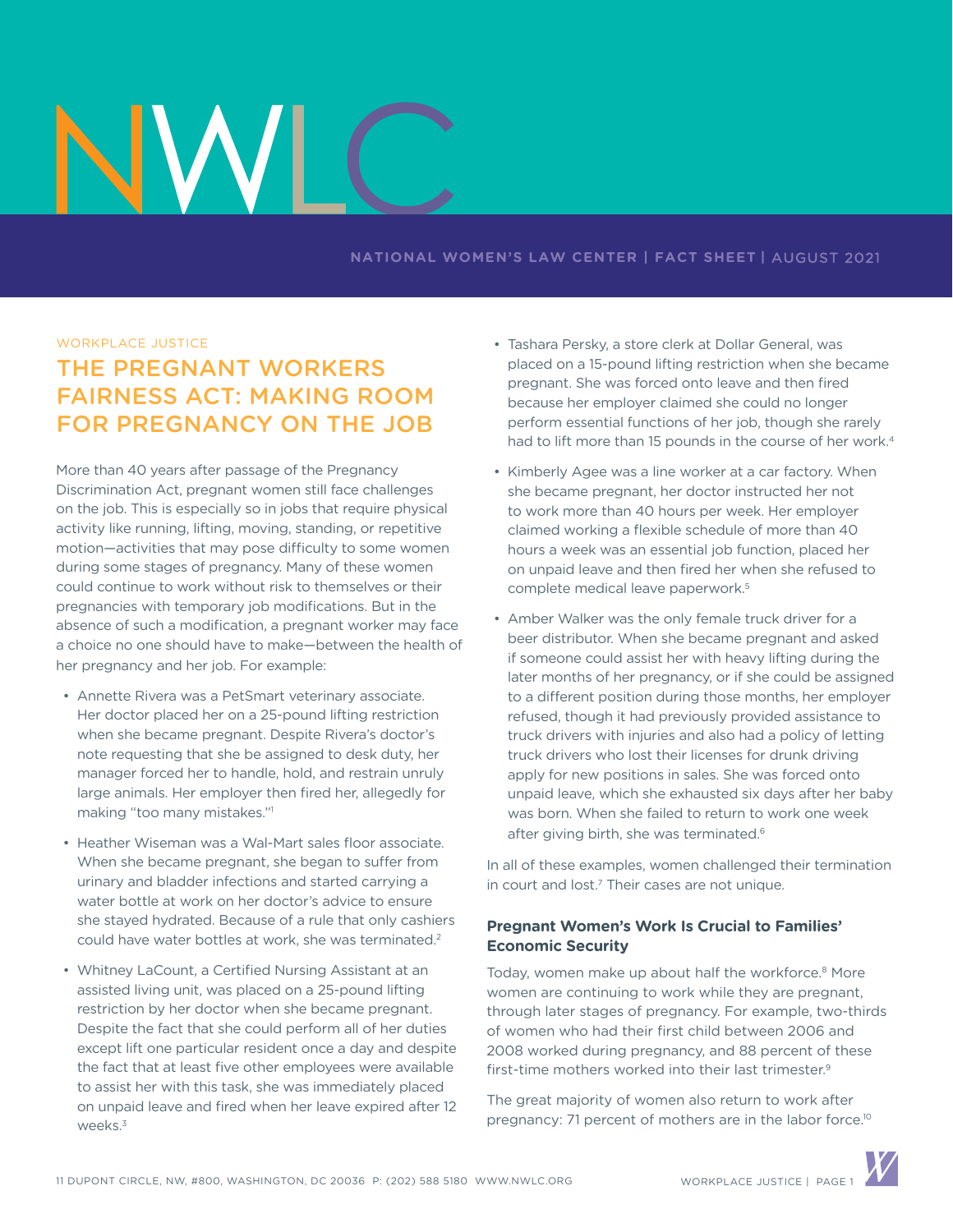NWLC

NATIONAL WOMEN'S LAW CENTER | FACT SHEET | AUGUST 2021

WORKPLACE JUSTICE

# THE PREGNANT WORKERS FAIRNESS ACT: MAKING ROOM FOR PREGNANCY ON THE JOB

More than 40 years after passage of the Pregnancy Discrimination Act, pregnant women still face challenges on the job. This is especially so in jobs that require physical activity like running, lifting, moving, standing, or repetitive motion—activities that may pose difficulty to some women during some stages of pregnancy. Many of these women could continue to work without risk to themselves or their pregnancies with temporary job modifications. But in the absence of such a modification, a pregnant worker may face a choice no one should have to make—between the health of her pregnancy and her job. For example:

- Annette Rivera was a PetSmart veterinary associate. Her doctor placed her on a 25-pound lifting restriction when she became pregnant. Despite Rivera's doctor's note requesting that she be assigned to desk duty, her manager forced her to handle, hold, and restrain unruly large animals. Her employer then fired her, allegedly for making "too many mistakes."[1]
- Heather Wiseman was a Wal-Mart sales floor associate. When she became pregnant, she began to suffer from urinary and bladder infections and started carrying a water bottle at work on her doctor's advice to ensure she stayed hydrated. Because of a rule that only cashiers could have water bottles at work, she was terminated.[2]
- Whitney LaCount, a Certified Nursing Assistant at an assisted living unit, was placed on a 25-pound lifting restriction by her doctor when she became pregnant. Despite the fact that she could perform all of her duties except lift one particular resident once a day and despite the fact that at least five other employees were available to assist her with this task, she was immediately placed on unpaid leave and fired when her leave expired after 12 weeks.[3]
- Tashara Persky, a store clerk at Dollar General, was placed on a 15-pound lifting restriction when she became pregnant. She was forced onto leave and then fired because her employer claimed she could no longer perform essential functions of her job, though she rarely had to lift more than 15 pounds in the course of her work.[4]
- Kimberly Agee was a line worker at a car factory. When she became pregnant, her doctor instructed her not to work more than 40 hours per week. Her employer claimed working a flexible schedule of more than 40 hours a week was an essential job function, placed her on unpaid leave and then fired her when she refused to complete medical leave paperwork.[5]
- Amber Walker was the only female truck driver for a beer distributor. When she became pregnant and asked if someone could assist her with heavy lifting during the later months of her pregnancy, or if she could be assigned to a different position during those months, her employer refused, though it had previously provided assistance to truck drivers with injuries and also had a policy of letting truck drivers who lost their licenses for drunk driving apply for new positions in sales. She was forced onto unpaid leave, which she exhausted six days after her baby was born. When she failed to return to work one week after giving birth, she was terminated.[6]

In all of these examples, women challenged their termination in court and lost.[7] Their cases are not unique.

### Pregnant Women's Work Is Crucial to Families' Economic Security

Today, women make up about half the workforce.[8] More women are continuing to work while they are pregnant, through later stages of pregnancy. For example, two-thirds of women who had their first child between 2006 and 2008 worked during pregnancy, and 88 percent of these first-time mothers worked into their last trimester.[9]

The great majority of women also return to work after pregnancy: 71 percent of mothers are in the labor force.[10]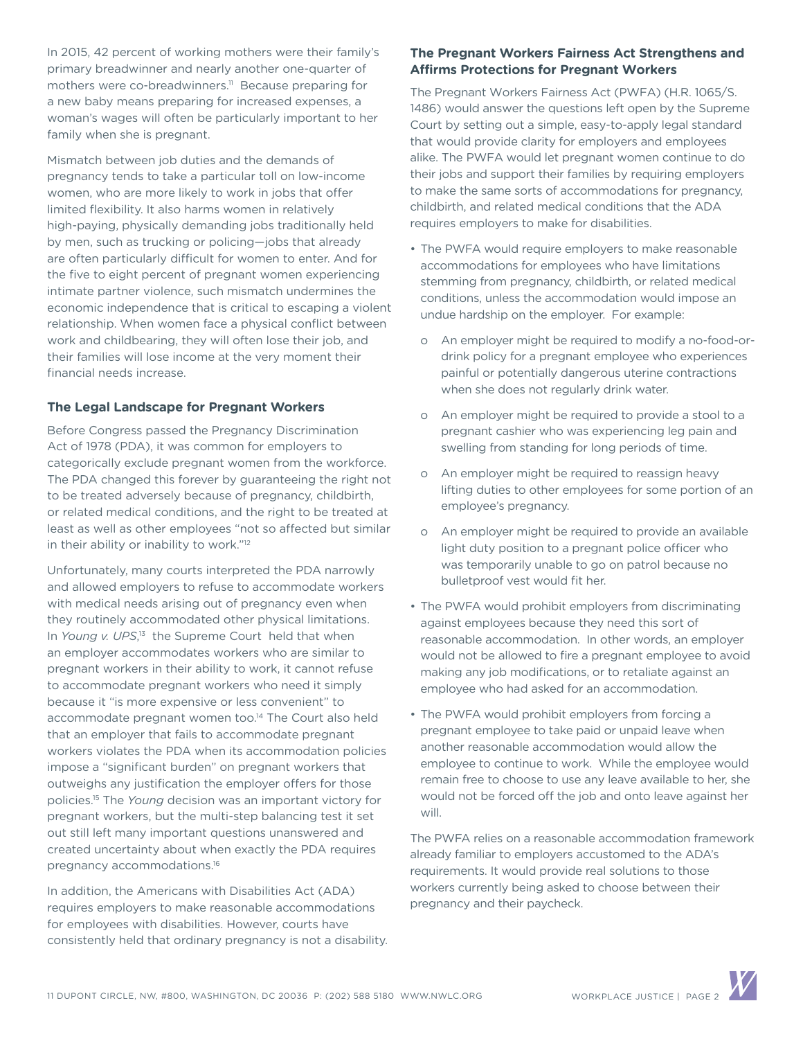In 2015, 42 percent of working mothers were their family's primary breadwinner and nearly another one-quarter of mothers were co-breadwinners.[11] Because preparing for a new baby means preparing for increased expenses, a woman's wages will often be particularly important to her family when she is pregnant.

Mismatch between job duties and the demands of pregnancy tends to take a particular toll on low-income women, who are more likely to work in jobs that offer limited flexibility. It also harms women in relatively high-paying, physically demanding jobs traditionally held by men, such as trucking or policing—jobs that already are often particularly difficult for women to enter. And for the five to eight percent of pregnant women experiencing intimate partner violence, such mismatch undermines the economic independence that is critical to escaping a violent relationship. When women face a physical conflict between work and childbearing, they will often lose their job, and their families will lose income at the very moment their financial needs increase.

### The Legal Landscape for Pregnant Workers

Before Congress passed the Pregnancy Discrimination Act of 1978 (PDA), it was common for employers to categorically exclude pregnant women from the workforce. The PDA changed this forever by guaranteeing the right not to be treated adversely because of pregnancy, childbirth, or related medical conditions, and the right to be treated at least as well as other employees "not so affected but similar in their ability or inability to work."[12]

Unfortunately, many courts interpreted the PDA narrowly and allowed employers to refuse to accommodate workers with medical needs arising out of pregnancy even when they routinely accommodated other physical limitations. In *Young v. UPS*,[13] the Supreme Court held that when an employer accommodates workers who are similar to pregnant workers in their ability to work, it cannot refuse to accommodate pregnant workers who need it simply because it "is more expensive or less convenient" to accommodate pregnant women too.[14] The Court also held that an employer that fails to accommodate pregnant workers violates the PDA when its accommodation policies impose a "significant burden" on pregnant workers that outweighs any justification the employer offers for those policies.[15] The *Young* decision was an important victory for pregnant workers, but the multi-step balancing test it set out still left many important questions unanswered and created uncertainty about when exactly the PDA requires pregnancy accommodations.[16]

In addition, the Americans with Disabilities Act (ADA) requires employers to make reasonable accommodations for employees with disabilities. However, courts have consistently held that ordinary pregnancy is not a disability.

### The Pregnant Workers Fairness Act Strengthens and Affirms Protections for Pregnant Workers

The Pregnant Workers Fairness Act (PWFA) (H.R. 1065/S. 1486) would answer the questions left open by the Supreme Court by setting out a simple, easy-to-apply legal standard that would provide clarity for employers and employees alike. The PWFA would let pregnant women continue to do their jobs and support their families by requiring employers to make the same sorts of accommodations for pregnancy, childbirth, and related medical conditions that the ADA requires employers to make for disabilities.

- The PWFA would require employers to make reasonable accommodations for employees who have limitations stemming from pregnancy, childbirth, or related medical conditions, unless the accommodation would impose an undue hardship on the employer. For example:
  - An employer might be required to modify a no-food-or-drink policy for a pregnant employee who experiences painful or potentially dangerous uterine contractions when she does not regularly drink water.
  - An employer might be required to provide a stool to a pregnant cashier who was experiencing leg pain and swelling from standing for long periods of time.
  - An employer might be required to reassign heavy lifting duties to other employees for some portion of an employee's pregnancy.
  - An employer might be required to provide an available light duty position to a pregnant police officer who was temporarily unable to go on patrol because no bulletproof vest would fit her.
- The PWFA would prohibit employers from discriminating against employees because they need this sort of reasonable accommodation. In other words, an employer would not be allowed to fire a pregnant employee to avoid making any job modifications, or to retaliate against an employee who had asked for an accommodation.
- The PWFA would prohibit employers from forcing a pregnant employee to take paid or unpaid leave when another reasonable accommodation would allow the employee to continue to work. While the employee would remain free to choose to use any leave available to her, she would not be forced off the job and onto leave against her will.

The PWFA relies on a reasonable accommodation framework already familiar to employers accustomed to the ADA's requirements. It would provide real solutions to those workers currently being asked to choose between their pregnancy and their paycheck.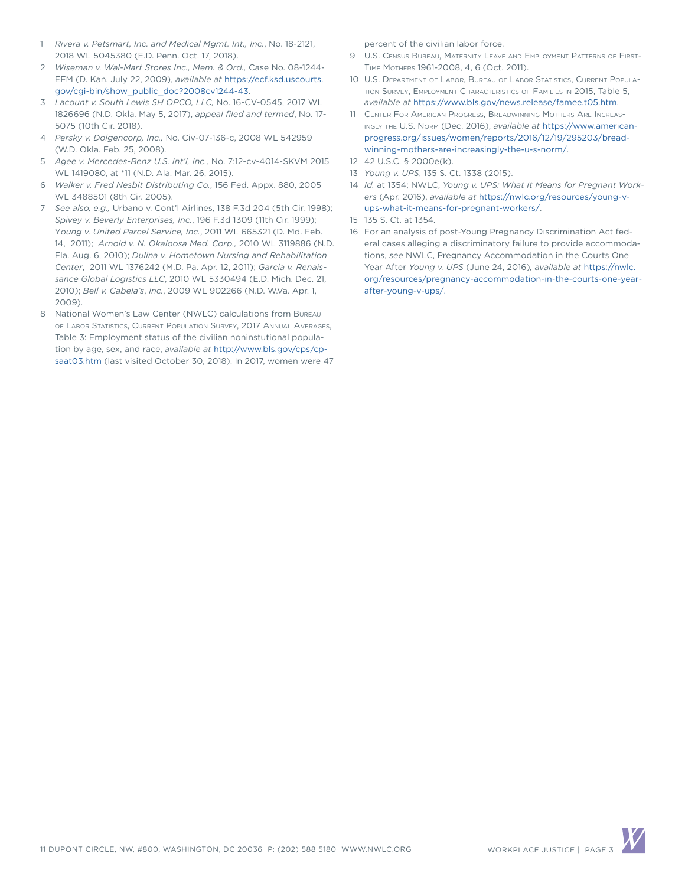1 *Rivera v. Petsmart, Inc. and Medical Mgmt. Int., Inc.*, No. 18-2121, 2018 WL 5045380 (E.D. Penn. Oct. 17, 2018).

2 *Wiseman v. Wal-Mart Stores Inc., Mem. & Ord.,* Case No. 08-1244-EFM (D. Kan. July 22, 2009), *available at* https://ecf.ksd.uscourts.gov/cgi-bin/show_public_doc?2008cv1244-43.

3 *Lacount v. South Lewis SH OPCO, LLC,* No. 16-CV-0545, 2017 WL 1826696 (N.D. Okla. May 5, 2017), *appeal filed and termed*, No. 17-5075 (10th Cir. 2018).

4 *Persky v. Dolgencorp, Inc.,* No. Civ-07-136-c, 2008 WL 542959 (W.D. Okla. Feb. 25, 2008).

5 *Agee v. Mercedes-Benz U.S. Int'l, Inc.,* No. 7:12-cv-4014-SKVM 2015 WL 1419080, at *11 (N.D. Ala. Mar. 26, 2015).

6 *Walker v. Fred Nesbit Distributing Co.*, 156 Fed. Appx. 880, 2005 WL 3488501 (8th Cir. 2005).

7 *See also, e.g.,* Urbano v. Cont'l Airlines, 138 F.3d 204 (5th Cir. 1998); *Spivey v. Beverly Enterprises, Inc.*, 196 F.3d 1309 (11th Cir. 1999); *Young v. United Parcel Service, Inc.*, 2011 WL 665321 (D. Md. Feb. 14, 2011); *Arnold v. N. Okaloosa Med. Corp.,* 2010 WL 3119886 (N.D. Fla. Aug. 6, 2010); *Dulina v. Hometown Nursing and Rehabilitation Center*, 2011 WL 1376242 (M.D. Pa. Apr. 12, 2011); *Garcia v. Renaissance Global Logistics LLC*, 2010 WL 5330494 (E.D. Mich. Dec. 21, 2010); *Bell v. Cabela's*, *Inc.*, 2009 WL 902266 (N.D. W.Va. Apr. 1, 2009).

8 National Women's Law Center (NWLC) calculations from Bureau of Labor Statistics, Current Population Survey, 2017 Annual Averages, Table 3: Employment status of the civilian noninstutional population by age, sex, and race, *available at* http://www.bls.gov/cps/cpsaat03.htm (last visited October 30, 2018). In 2017, women were 47 percent of the civilian labor force.

9 U.S. Census Bureau, Maternity Leave and Employment Patterns of First-Time Mothers 1961-2008, 4, 6 (Oct. 2011).

10 U.S. Department of Labor, Bureau of Labor Statistics, Current Population Survey, Employment Characteristics of Families in 2015, Table 5, *available at* https://www.bls.gov/news.release/famee.t05.htm.

11 Center For American Progress, Breadwinning Mothers Are Increasingly the U.S. Norm (Dec. 2016), *available at* https://www.americanprogress.org/issues/women/reports/2016/12/19/295203/breadwinning-mothers-are-increasingly-the-u-s-norm/.

12 42 U.S.C. § 2000e(k).

13 *Young v. UPS*, 135 S. Ct. 1338 (2015).

14 *Id.* at 1354; NWLC, *Young v. UPS: What It Means for Pregnant Workers* (Apr. 2016), *available at* https://nwlc.org/resources/young-v-ups-what-it-means-for-pregnant-workers/.

15 135 S. Ct. at 1354.

16 For an analysis of post-Young Pregnancy Discrimination Act federal cases alleging a discriminatory failure to provide accommodations, *see* NWLC, Pregnancy Accommodation in the Courts One Year After *Young v. UPS* (June 24, 2016), *available at* https://nwlc.org/resources/pregnancy-accommodation-in-the-courts-one-year-after-young-v-ups/.